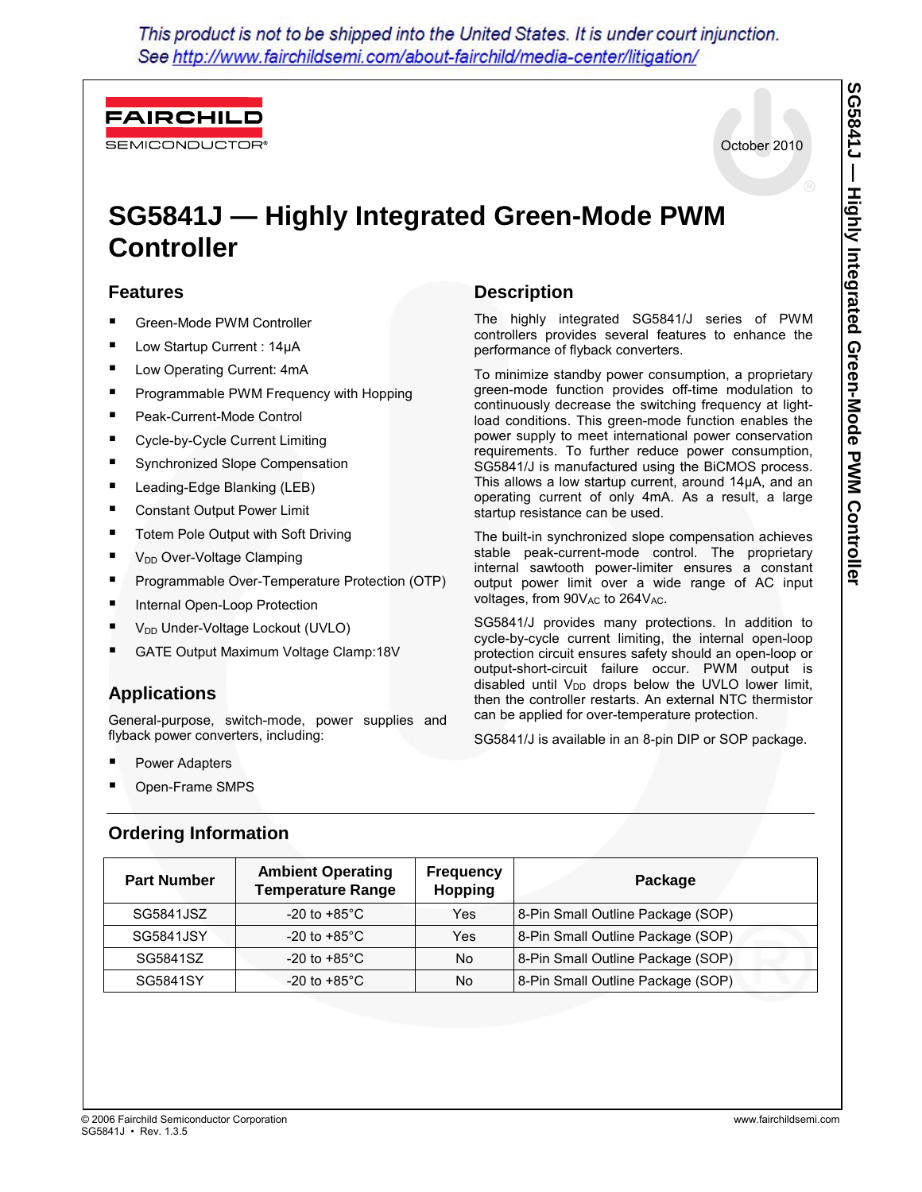This product is not to be shipped into the United States. It is under court injunction. See http://www.fairchildsemi.com/about-fairchild/media-center/litigation/

October 2010

# SG5841J — Highly Integrated Green-Mode PWM Controller

## Features

- Green-Mode PWM Controller
- Low Startup Current : 14µA
- Low Operating Current: 4mA
- Programmable PWM Frequency with Hopping
- Peak-Current-Mode Control
- Cycle-by-Cycle Current Limiting
- Synchronized Slope Compensation
- Leading-Edge Blanking (LEB)
- Constant Output Power Limit
- Totem Pole Output with Soft Driving
- $V_{DD}$ Over-Voltage Clamping
- Programmable Over-Temperature Protection (OTP)
- Internal Open-Loop Protection
- $V_{DD}$ Under-Voltage Lockout (UVLO)
- GATE Output Maximum Voltage Clamp:18V

## Applications

General-purpose, switch-mode, power supplies and flyback power converters, including:

- Power Adapters
- Open-Frame SMPS

## Description

The highly integrated SG5841/J series of PWM controllers provides several features to enhance the performance of flyback converters.

To minimize standby power consumption, a proprietary green-mode function provides off-time modulation to continuously decrease the switching frequency at light-load conditions. This green-mode function enables the power supply to meet international power conservation requirements. To further reduce power consumption, SG5841/J is manufactured using the BiCMOS process. This allows a low startup current, around 14µA, and an operating current of only 4mA. As a result, a large startup resistance can be used.

The built-in synchronized slope compensation achieves stable peak-current-mode control. The proprietary internal sawtooth power-limiter ensures a constant output power limit over a wide range of AC input voltages, from $90V_{AC}$ to $264V_{AC}$.

SG5841/J provides many protections. In addition to cycle-by-cycle current limiting, the internal open-loop protection circuit ensures safety should an open-loop or output-short-circuit failure occur. PWM output is disabled until $V_{DD}$ drops below the UVLO lower limit, then the controller restarts. An external NTC thermistor can be applied for over-temperature protection.

SG5841/J is available in an 8-pin DIP or SOP package.

## Ordering Information

| Part Number | Ambient Operating Temperature Range | Frequency Hopping | Package |
|---|---|---|---|
| SG5841JSZ | -20 to +85°C | Yes | 8-Pin Small Outline Package (SOP) |
| SG5841JSY | -20 to +85°C | Yes | 8-Pin Small Outline Package (SOP) |
| SG5841SZ | -20 to +85°C | No | 8-Pin Small Outline Package (SOP) |
| SG5841SY | -20 to +85°C | No | 8-Pin Small Outline Package (SOP) |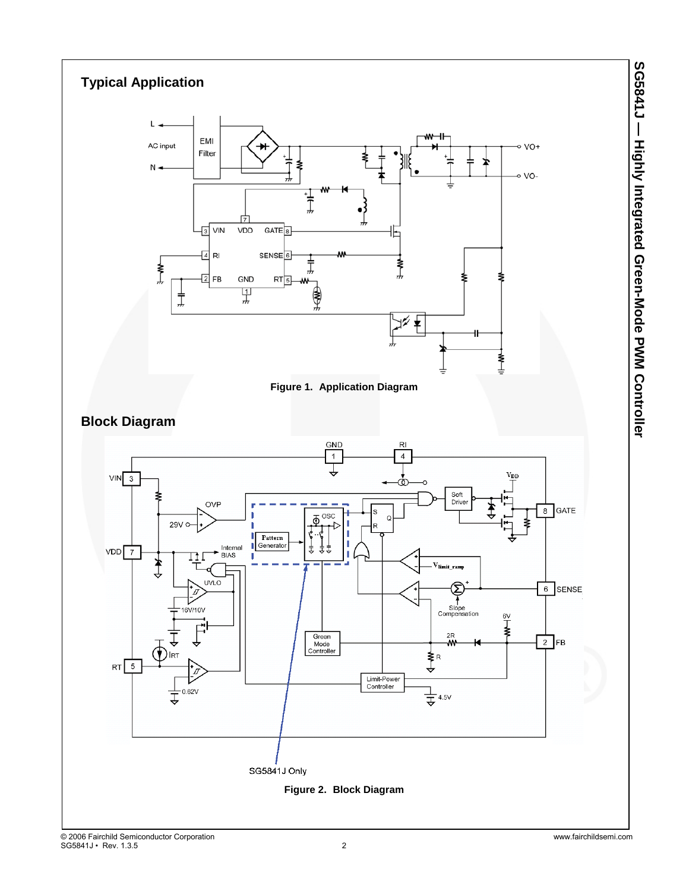## Typical Application

L

AC input

N

EMI Filter

VO+

VO-

VIN

VDD

GATE

RI

SENSE

FB

GND

RT

Figure 1. Application Diagram

## Block Diagram

GND

RI

VIN

VDD

OVP

29V

Internal BIAS

UVLO

16V/10V

OSC

Pattern Generator

S

R

Q

Soft Driver

GATE

$V_{limit\_ramp}$

SENSE

Slope Compensation

6V

2R

R

FB

Green Mode Controller

IRT

RT

0.62V

Limit-Power Controller

4.5V

SG5841J Only

Figure 2. Block Diagram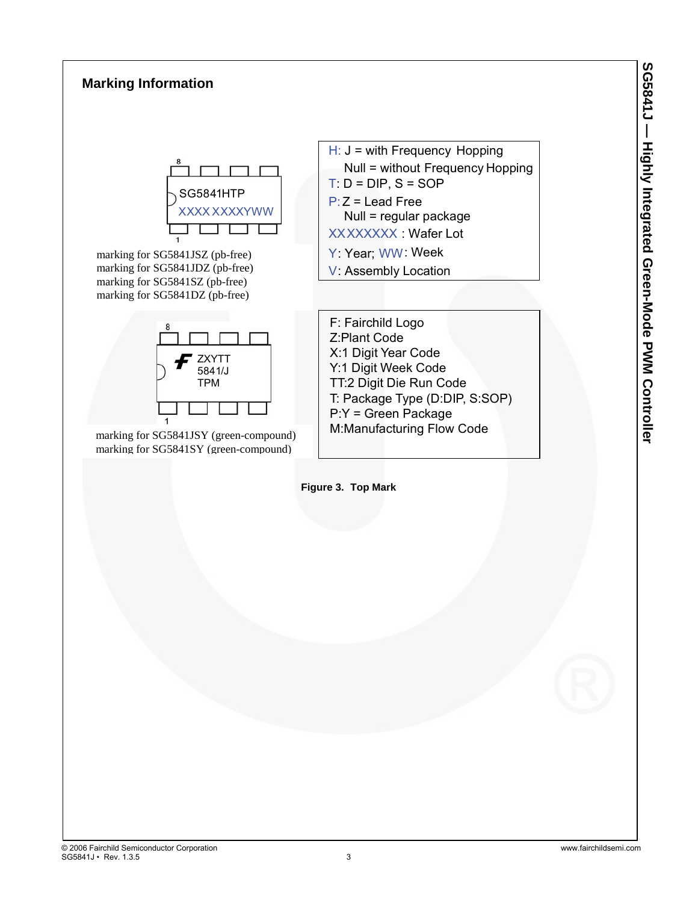## Marking Information

8

SG5841HTP

XXXXXXXXYWW

1

marking for SG5841JSZ (pb-free)
marking for SG5841JDZ (pb-free)
marking for SG5841SZ (pb-free)
marking for SG5841DZ (pb-free)

H: J = with Frequency Hopping
Null = without Frequency Hopping
T: D = DIP, S = SOP
P: Z = Lead Free
Null = regular package
XXXXXXXX : Wafer Lot
Y: Year; WW: Week
V: Assembly Location

8

ZXYTT
5841/J
TPM

1

marking for SG5841JSY (green-compound)
marking for SG5841SY (green-compound)

F: Fairchild Logo
Z:Plant Code
X:1 Digit Year Code
Y:1 Digit Week Code
TT:2 Digit Die Run Code
T: Package Type (D:DIP, S:SOP)
P:Y = Green Package
M:Manufacturing Flow Code

**Figure 3. Top Mark**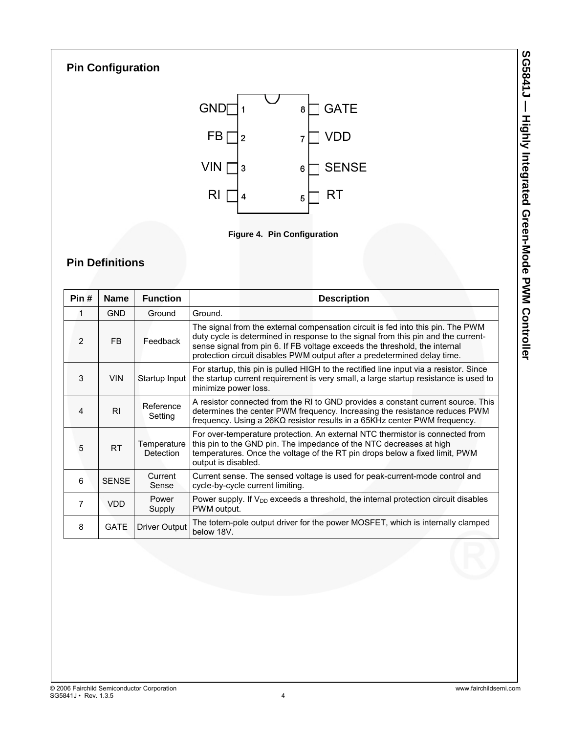## Pin Configuration

GND 1
FB 2
VIN 3
RI 4
8 GATE
7 VDD
6 SENSE
5 RT

Figure 4. Pin Configuration

## Pin Definitions

| Pin # | Name | Function | Description |
|---|---|---|---|
| 1 | GND | Ground | Ground. |
| 2 | FB | Feedback | The signal from the external compensation circuit is fed into this pin. The PWM duty cycle is determined in response to the signal from this pin and the current-sense signal from pin 6. If FB voltage exceeds the threshold, the internal protection circuit disables PWM output after a predetermined delay time. |
| 3 | VIN | Startup Input | For startup, this pin is pulled HIGH to the rectified line input via a resistor. Since the startup current requirement is very small, a large startup resistance is used to minimize power loss. |
| 4 | RI | Reference Setting | A resistor connected from the RI to GND provides a constant current source. This determines the center PWM frequency. Increasing the resistance reduces PWM frequency. Using a 26KΩ resistor results in a 65KHz center PWM frequency. |
| 5 | RT | Temperature Detection | For over-temperature protection. An external NTC thermistor is connected from this pin to the GND pin. The impedance of the NTC decreases at high temperatures. Once the voltage of the RT pin drops below a fixed limit, PWM output is disabled. |
| 6 | SENSE | Current Sense | Current sense. The sensed voltage is used for peak-current-mode control and cycle-by-cycle current limiting. |
| 7 | VDD | Power Supply | Power supply. If $V_{DD}$ exceeds a threshold, the internal protection circuit disables PWM output. |
| 8 | GATE | Driver Output | The totem-pole output driver for the power MOSFET, which is internally clamped below 18V. |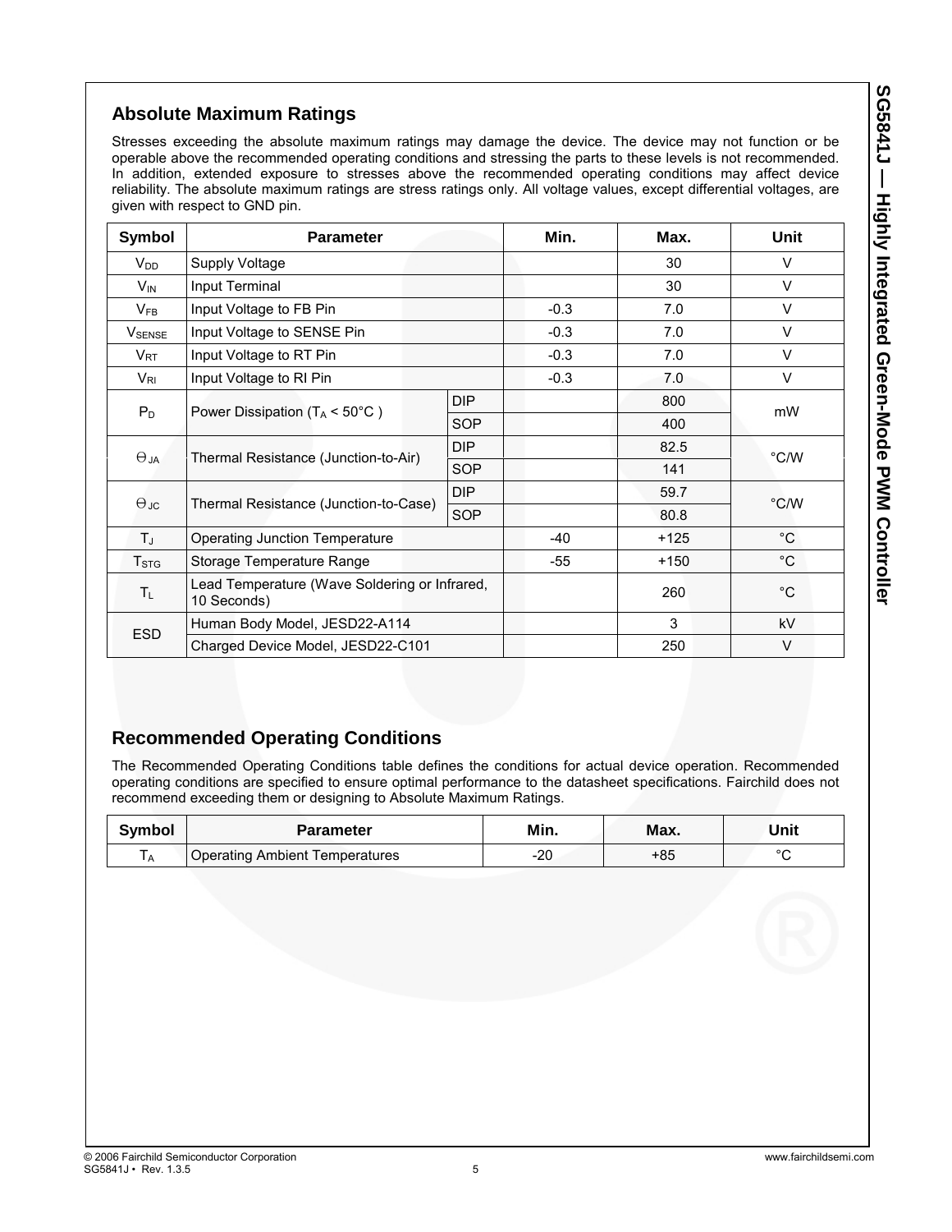## Absolute Maximum Ratings

Stresses exceeding the absolute maximum ratings may damage the device. The device may not function or be operable above the recommended operating conditions and stressing the parts to these levels is not recommended. In addition, extended exposure to stresses above the recommended operating conditions may affect device reliability. The absolute maximum ratings are stress ratings only. All voltage values, except differential voltages, are given with respect to GND pin.

| Symbol | Parameter | | Min. | Max. | Unit |
|---|---|---|---|---|---|
| $V_{DD}$ | Supply Voltage | | | 30 | V |
| $V_{IN}$ | Input Terminal | | | 30 | V |
| $V_{FB}$ | Input Voltage to FB Pin | | -0.3 | 7.0 | V |
| $V_{SENSE}$ | Input Voltage to SENSE Pin | | -0.3 | 7.0 | V |
| $V_{RT}$ | Input Voltage to RT Pin | | -0.3 | 7.0 | V |
| $V_{RI}$ | Input Voltage to RI Pin | | -0.3 | 7.0 | V |
| $P_D$ | Power Dissipation ($T_A$ < 50°C ) | DIP | | 800 | mW |
| | | SOP | | 400 | |
| $\Theta_{JA}$ | Thermal Resistance (Junction-to-Air) | DIP | | 82.5 | °C/W |
| | | SOP | | 141 | |
| $\Theta_{JC}$ | Thermal Resistance (Junction-to-Case) | DIP | | 59.7 | °C/W |
| | | SOP | | 80.8 | |
| $T_J$ | Operating Junction Temperature | | -40 | +125 | °C |
| $T_{STG}$ | Storage Temperature Range | | -55 | +150 | °C |
| $T_L$ | Lead Temperature (Wave Soldering or Infrared, 10 Seconds) | | | 260 | °C |
| ESD | Human Body Model, JESD22-A114 | | | 3 | kV |
| | Charged Device Model, JESD22-C101 | | | 250 | V |

## Recommended Operating Conditions

The Recommended Operating Conditions table defines the conditions for actual device operation. Recommended operating conditions are specified to ensure optimal performance to the datasheet specifications. Fairchild does not recommend exceeding them or designing to Absolute Maximum Ratings.

| Symbol | Parameter | Min. | Max. | Unit |
|---|---|---|---|---|
| $T_A$ | Operating Ambient Temperatures | -20 | +85 | °C |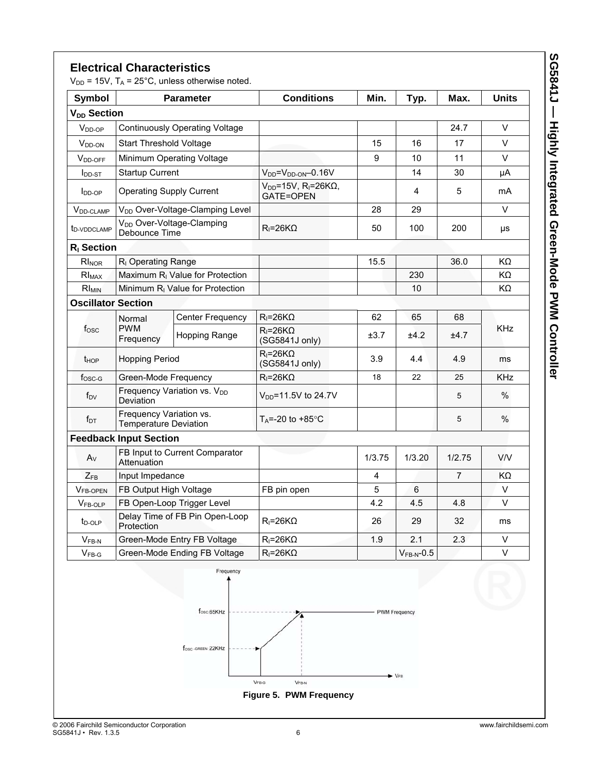## Electrical Characteristics

$V_{DD}$ = 15V, $T_A$ = 25°C, unless otherwise noted.

| Symbol | Parameter | | Conditions | Min. | Typ. | Max. | Units |
|---|---|---|---|---|---|---|---|
| **$V_{DD}$ Section** | | | | | | | |
| $V_{DD\text{-}OP}$ | Continuously Operating Voltage | | | | | 24.7 | V |
| $V_{DD\text{-}ON}$ | Start Threshold Voltage | | | 15 | 16 | 17 | V |
| $V_{DD\text{-}OFF}$ | Minimum Operating Voltage | | | 9 | 10 | 11 | V |
| $I_{DD\text{-}ST}$ | Startup Current | | $V_{DD}$=$V_{DD\text{-}ON}$–0.16V | | 14 | 30 | μA |
| $I_{DD\text{-}OP}$ | Operating Supply Current | | $V_{DD}$=15V, $R_I$=26KΩ, GATE=OPEN | | 4 | 5 | mA |
| $V_{DD\text{-}CLAMP}$ | $V_{DD}$ Over-Voltage-Clamping Level | | | 28 | 29 | | V |
| $t_{D\text{-}VDDCLAMP}$ | $V_{DD}$ Over-Voltage-Clamping Debounce Time | | $R_I$=26KΩ | 50 | 100 | 200 | μs |
| **$R_I$ Section** | | | | | | | |
| $RI_{NOR}$ | $R_I$ Operating Range | | | 15.5 | | 36.0 | KΩ |
| $RI_{MAX}$ | Maximum $R_I$ Value for Protection | | | | 230 | | KΩ |
| $RI_{MIN}$ | Minimum $R_I$ Value for Protection | | | | 10 | | KΩ |
| **Oscillator Section** | | | | | | | |
| $f_{OSC}$ | Normal PWM Frequency | Center Frequency | $R_I$=26KΩ | 62 | 65 | 68 | KHz |
| | | Hopping Range | $R_I$=26KΩ (SG5841J only) | ±3.7 | ±4.2 | ±4.7 | |
| $t_{HOP}$ | Hopping Period | | $R_I$=26KΩ (SG5841J only) | 3.9 | 4.4 | 4.9 | ms |
| $f_{OSC\text{-}G}$ | Green-Mode Frequency | | $R_I$=26KΩ | 18 | 22 | 25 | KHz |
| $f_{DV}$ | Frequency Variation vs. $V_{DD}$ Deviation | | $V_{DD}$=11.5V to 24.7V | | | 5 | % |
| $f_{DT}$ | Frequency Variation vs. Temperature Deviation | | $T_A$=-20 to +85°C | | | 5 | % |
| **Feedback Input Section** | | | | | | | |
| $A_V$ | FB Input to Current Comparator Attenuation | | | 1/3.75 | 1/3.20 | 1/2.75 | V/V |
| $Z_{FB}$ | Input Impedance | | | 4 | | 7 | KΩ |
| $V_{FB\text{-}OPEN}$ | FB Output High Voltage | | FB pin open | 5 | 6 | | V |
| $V_{FB\text{-}OLP}$ | FB Open-Loop Trigger Level | | | 4.2 | 4.5 | 4.8 | V |
| $t_{D\text{-}OLP}$ | Delay Time of FB Pin Open-Loop Protection | | $R_I$=26KΩ | 26 | 29 | 32 | ms |
| $V_{FB\text{-}N}$ | Green-Mode Entry FB Voltage | | $R_I$=26KΩ | 1.9 | 2.1 | 2.3 | V |
| $V_{FB\text{-}G}$ | Green-Mode Ending FB Voltage | | $R_I$=26KΩ | | $V_{FB\text{-}N}$-0.5 | | V |

Frequency

$f_{OSC}$ 65KHz

PWM Frequency

$f_{OSC\text{-}GREEN}$ 22KHz

$V_{FB\text{-}G}$

$V_{FB\text{-}N}$

$V_{FB}$

**Figure 5. PWM Frequency**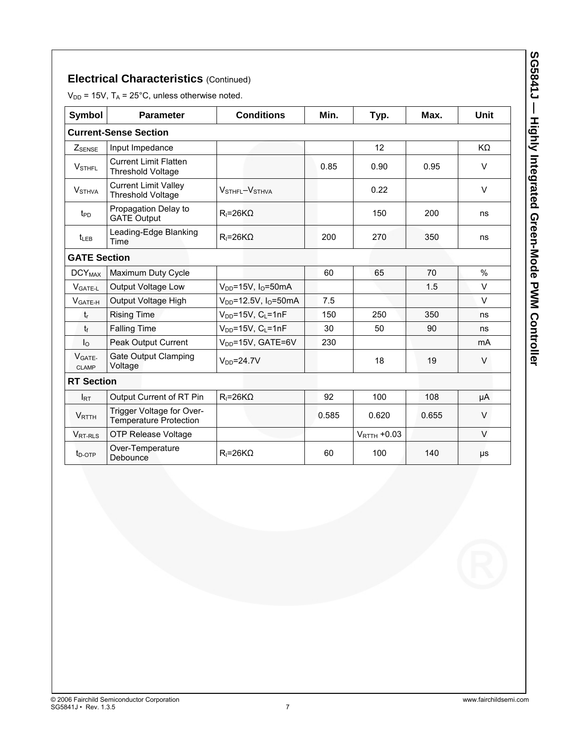## Electrical Characteristics (Continued)

$V_{DD}$ = 15V, $T_A$ = 25°C, unless otherwise noted.

| Symbol | Parameter | Conditions | Min. | Typ. | Max. | Unit |
|---|---|---|---|---|---|---|
| **Current-Sense Section** | | | | | | |
| $Z_{SENSE}$ | Input Impedance | | | 12 | | KΩ |
| $V_{STHFL}$ | Current Limit Flatten Threshold Voltage | | 0.85 | 0.90 | 0.95 | V |
| $V_{STHVA}$ | Current Limit Valley Threshold Voltage | $V_{STHFL}$–$V_{STHVA}$ | | 0.22 | | V |
| $t_{PD}$ | Propagation Delay to GATE Output | $R_I$=26KΩ | | 150 | 200 | ns |
| $t_{LEB}$ | Leading-Edge Blanking Time | $R_I$=26KΩ | 200 | 270 | 350 | ns |
| **GATE Section** | | | | | | |
| $DCY_{MAX}$ | Maximum Duty Cycle | | 60 | 65 | 70 | % |
| $V_{GATE-L}$ | Output Voltage Low | $V_{DD}$=15V, $I_O$=50mA | | | 1.5 | V |
| $V_{GATE-H}$ | Output Voltage High | $V_{DD}$=12.5V, $I_O$=50mA | 7.5 | | | V |
| $t_r$ | Rising Time | $V_{DD}$=15V, $C_L$=1nF | 150 | 250 | 350 | ns |
| $t_f$ | Falling Time | $V_{DD}$=15V, $C_L$=1nF | 30 | 50 | 90 | ns |
| $I_O$ | Peak Output Current | $V_{DD}$=15V, GATE=6V | 230 | | | mA |
| $V_{GATE-CLAMP}$ | Gate Output Clamping Voltage | $V_{DD}$=24.7V | | 18 | 19 | V |
| **RT Section** | | | | | | |
| $I_{RT}$ | Output Current of RT Pin | $R_I$=26KΩ | 92 | 100 | 108 | μA |
| $V_{RTTH}$ | Trigger Voltage for Over-Temperature Protection | | 0.585 | 0.620 | 0.655 | V |
| $V_{RT-RLS}$ | OTP Release Voltage | | | $V_{RTTH}$ +0.03 | | V |
| $t_{D-OTP}$ | Over-Temperature Debounce | $R_I$=26KΩ | 60 | 100 | 140 | μs |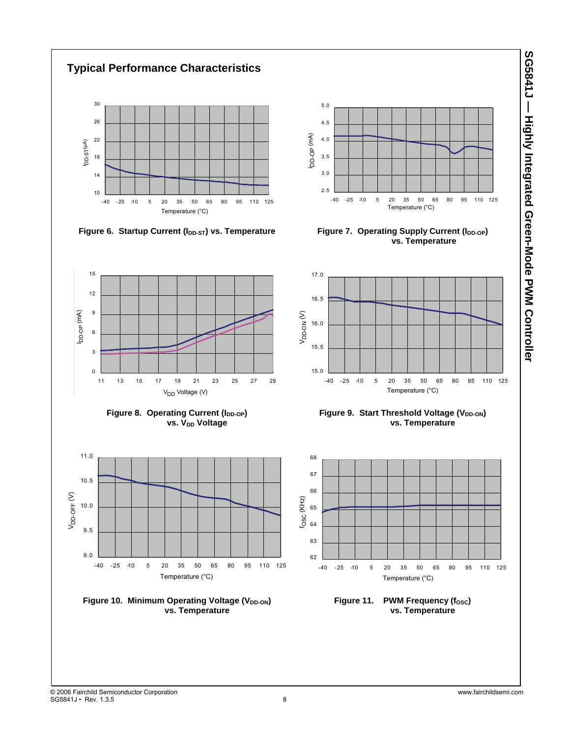## Typical Performance Characteristics

30
26
22
18
14
10
$I_{DD-ST}$(μA)
-40 -25 -10 5 20 35 50 65 80 95 110 125
Temperature (°C)

**Figure 6. Startup Current ($I_{DD-ST}$) vs. Temperature**

5.0
4.5
4.0
3.5
3.0
2.5
$I_{DD-OP}$ (mA)
-40 -25 -10 5 20 35 50 65 80 95 110 125
Temperature (°C)

**Figure 7. Operating Supply Current ($I_{DD-OP}$) vs. Temperature**

15
12
9
6
3
0
$I_{DD-OP}$ (mA)
11 13 15 17 19 21 23 25 27 29
$V_{DD}$ Voltage (V)

**Figure 8. Operating Current ($I_{DD-OP}$) vs. $V_{DD}$ Voltage**

17.0
16.5
16.0
15.5
15.0
$V_{DD-ON}$ (V)
-40 -25 -10 5 20 35 50 65 80 95 110 125
Temperature (°C)

**Figure 9. Start Threshold Voltage ($V_{DD-ON}$) vs. Temperature**

11.0
10.5
10.0
9.5
9.0
$V_{DD-OFF}$ (V)
-40 -25 -10 5 20 35 50 65 80 95 110 125
Temperature (°C)

**Figure 10. Minimum Operating Voltage ($V_{DD-ON}$) vs. Temperature**

68
67
66
65
64
63
62
$f_{OSC}$ (KHz)
-40 -25 -10 5 20 35 50 65 80 95 110 125
Temperature (°C)

**Figure 11. PWM Frequency ($f_{OSC}$) vs. Temperature**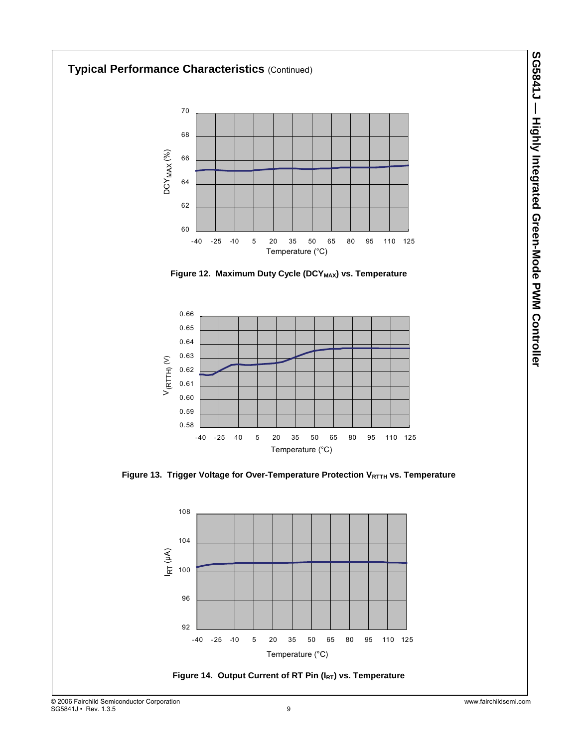## Typical Performance Characteristics (Continued)

70
68
66
64
62
60

$DCY_{MAX}$ (%)

-40 -25 -10 5 20 35 50 65 80 95 110 125

Temperature (°C)

**Figure 12. Maximum Duty Cycle ($DCY_{MAX}$) vs. Temperature**

0.66
0.65
0.64
0.63
0.62
0.61
0.60
0.59
0.58

$V_{(RTTH)}$ (V)

-40 -25 -10 5 20 35 50 65 80 95 110 125

Temperature (°C)

**Figure 13. Trigger Voltage for Over-Temperature Protection $V_{RTTH}$ vs. Temperature**

108
104
100
96
92

$I_{RT}$ (µA)

-40 -25 -10 5 20 35 50 65 80 95 110 125

Temperature (°C)

**Figure 14. Output Current of RT Pin ($I_{RT}$) vs. Temperature**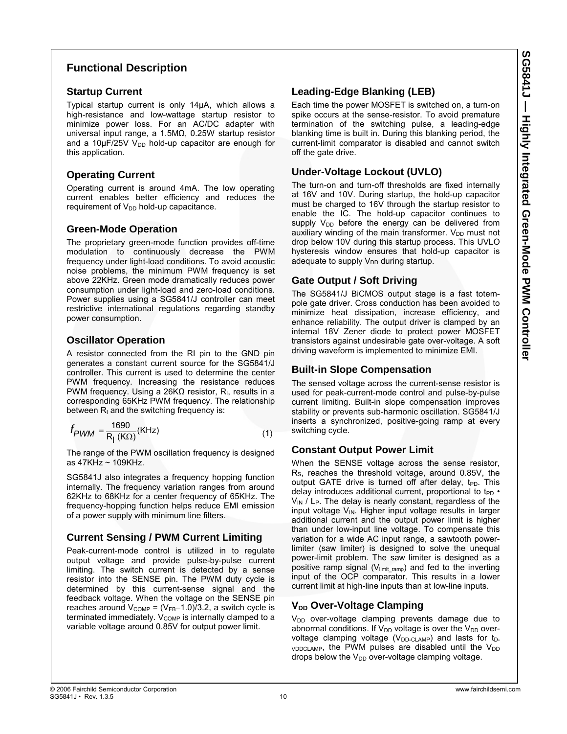# Functional Description

## Startup Current

Typical startup current is only 14µA, which allows a high-resistance and low-wattage startup resistor to minimize power loss. For an AC/DC adapter with universal input range, a 1.5MΩ, 0.25W startup resistor and a 10µF/25V $V_{DD}$ hold-up capacitor are enough for this application.

## Operating Current

Operating current is around 4mA. The low operating current enables better efficiency and reduces the requirement of $V_{DD}$ hold-up capacitance.

## Green-Mode Operation

The proprietary green-mode function provides off-time modulation to continuously decrease the PWM frequency under light-load conditions. To avoid acoustic noise problems, the minimum PWM frequency is set above 22KHz. Green mode dramatically reduces power consumption under light-load and zero-load conditions. Power supplies using a SG5841/J controller can meet restrictive international regulations regarding standby power consumption.

## Oscillator Operation

A resistor connected from the RI pin to the GND pin generates a constant current source for the SG5841/J controller. This current is used to determine the center PWM frequency. Increasing the resistance reduces PWM frequency. Using a 26KΩ resistor, $R_I$, results in a corresponding 65KHz PWM frequency. The relationship between $R_I$ and the switching frequency is:

$$f_{PWM} = \frac{1690}{R_I\ (K\Omega)}(KHz) \tag{1}$$

The range of the PWM oscillation frequency is designed as 47KHz ~ 109KHz.

SG5841J also integrates a frequency hopping function internally. The frequency variation ranges from around 62KHz to 68KHz for a center frequency of 65KHz. The frequency-hopping function helps reduce EMI emission of a power supply with minimum line filters.

## Current Sensing / PWM Current Limiting

Peak-current-mode control is utilized in to regulate output voltage and provide pulse-by-pulse current limiting. The switch current is detected by a sense resistor into the SENSE pin. The PWM duty cycle is determined by this current-sense signal and the feedback voltage. When the voltage on the SENSE pin reaches around $V_{COMP} = (V_{FB}–1.0)/3.2$, a switch cycle is terminated immediately. $V_{COMP}$ is internally clamped to a variable voltage around 0.85V for output power limit.

## Leading-Edge Blanking (LEB)

Each time the power MOSFET is switched on, a turn-on spike occurs at the sense-resistor. To avoid premature termination of the switching pulse, a leading-edge blanking time is built in. During this blanking period, the current-limit comparator is disabled and cannot switch off the gate drive.

## Under-Voltage Lockout (UVLO)

The turn-on and turn-off thresholds are fixed internally at 16V and 10V. During startup, the hold-up capacitor must be charged to 16V through the startup resistor to enable the IC. The hold-up capacitor continues to supply $V_{DD}$ before the energy can be delivered from auxiliary winding of the main transformer. $V_{DD}$ must not drop below 10V during this startup process. This UVLO hysteresis window ensures that hold-up capacitor is adequate to supply $V_{DD}$ during startup.

## Gate Output / Soft Driving

The SG5841/J BiCMOS output stage is a fast totem-pole gate driver. Cross conduction has been avoided to minimize heat dissipation, increase efficiency, and enhance reliability. The output driver is clamped by an internal 18V Zener diode to protect power MOSFET transistors against undesirable gate over-voltage. A soft driving waveform is implemented to minimize EMI.

## Built-in Slope Compensation

The sensed voltage across the current-sense resistor is used for peak-current-mode control and pulse-by-pulse current limiting. Built-in slope compensation improves stability or prevents sub-harmonic oscillation. SG5841/J inserts a synchronized, positive-going ramp at every switching cycle.

## Constant Output Power Limit

When the SENSE voltage across the sense resistor, $R_S$, reaches the threshold voltage, around 0.85V, the output GATE drive is turned off after delay, $t_{PD}$. This delay introduces additional current, proportional to $t_{PD} \cdot V_{IN} / L_P$. The delay is nearly constant, regardless of the input voltage $V_{IN}$. Higher input voltage results in larger additional current and the output power limit is higher than under low-input line voltage. To compensate this variation for a wide AC input range, a sawtooth power-limiter (saw limiter) is designed to solve the unequal power-limit problem. The saw limiter is designed as a positive ramp signal ($V_{limit\_ramp}$) and fed to the inverting input of the OCP comparator. This results in a lower current limit at high-line inputs than at low-line inputs.

## $V_{DD}$ Over-Voltage Clamping

$V_{DD}$ over-voltage clamping prevents damage due to abnormal conditions. If $V_{DD}$ voltage is over the $V_{DD}$ over-voltage clamping voltage ($V_{DD\text{-}CLAMP}$) and lasts for $t_{D\text{-}VDDCLAMP}$, the PWM pulses are disabled until the $V_{DD}$ drops below the $V_{DD}$ over-voltage clamping voltage.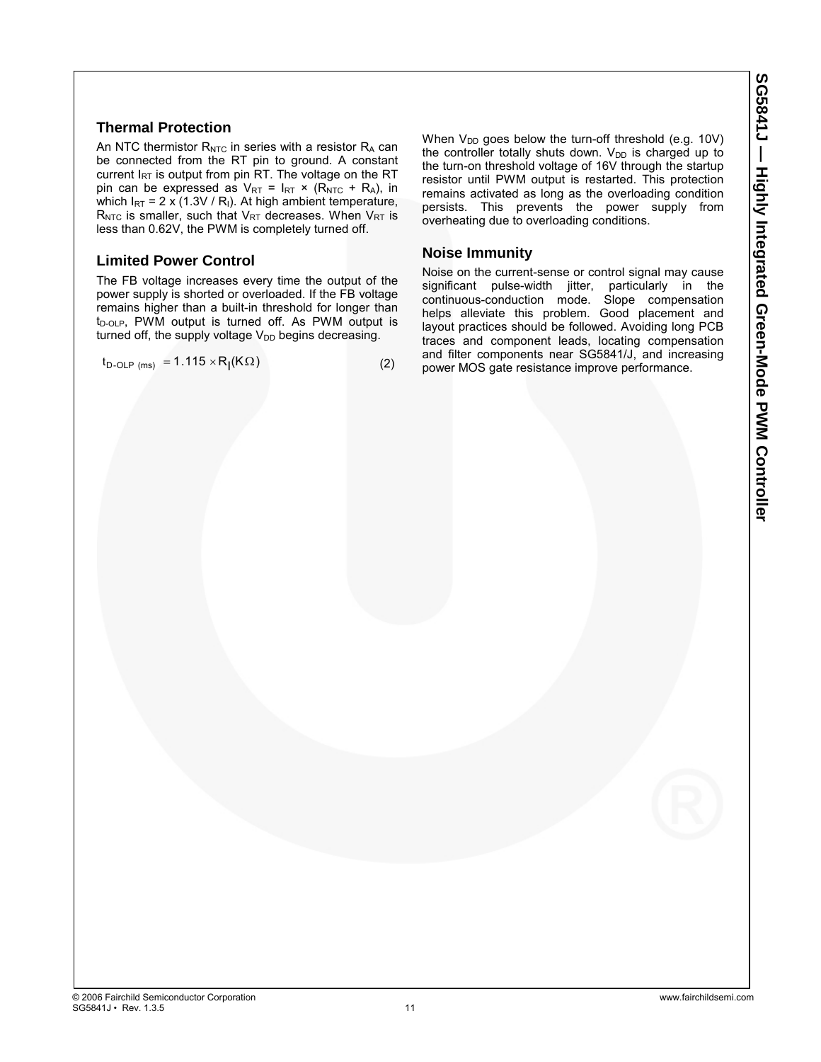## Thermal Protection

An NTC thermistor $R_{NTC}$ in series with a resistor $R_A$ can be connected from the RT pin to ground. A constant current $I_{RT}$ is output from pin RT. The voltage on the RT pin can be expressed as $V_{RT} = I_{RT} \times (R_{NTC} + R_A)$, in which $I_{RT} = 2 \times (1.3V / R_I)$. At high ambient temperature, $R_{NTC}$ is smaller, such that $V_{RT}$ decreases. When $V_{RT}$ is less than 0.62V, the PWM is completely turned off.

## Limited Power Control

The FB voltage increases every time the output of the power supply is shorted or overloaded. If the FB voltage remains higher than a built-in threshold for longer than $t_{D-OLP}$, PWM output is turned off. As PWM output is turned off, the supply voltage $V_{DD}$ begins decreasing.

$$t_{D-OLP\ (ms)} = 1.115 \times R_I(K\Omega) \qquad (2)$$

When $V_{DD}$ goes below the turn-off threshold (e.g. 10V) the controller totally shuts down. $V_{DD}$ is charged up to the turn-on threshold voltage of 16V through the startup resistor until PWM output is restarted. This protection remains activated as long as the overloading condition persists. This prevents the power supply from overheating due to overloading conditions.

## Noise Immunity

Noise on the current-sense or control signal may cause significant pulse-width jitter, particularly in the continuous-conduction mode. Slope compensation helps alleviate this problem. Good placement and layout practices should be followed. Avoiding long PCB traces and component leads, locating compensation and filter components near SG5841/J, and increasing power MOS gate resistance improve performance.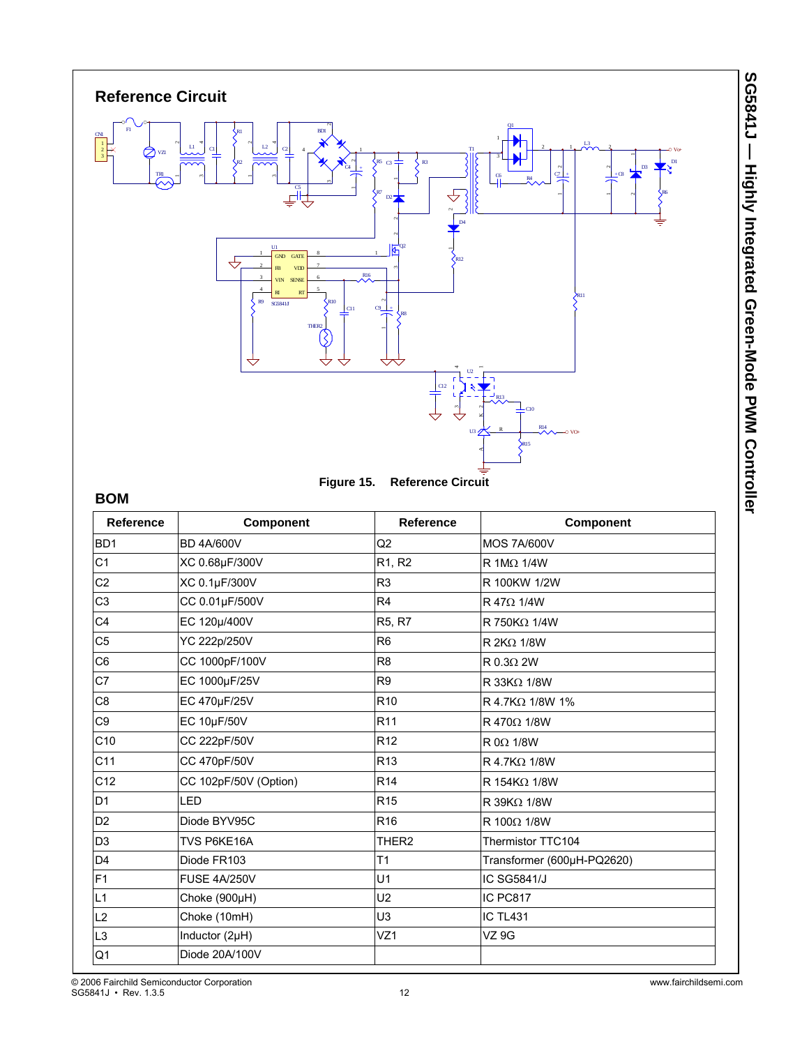## Reference Circuit

Figure 15. Reference Circuit

## BOM

| Reference | Component | Reference | Component |
|---|---|---|---|
| BD1 | BD 4A/600V | Q2 | MOS 7A/600V |
| C1 | XC 0.68µF/300V | R1, R2 | R 1MΩ 1/4W |
| C2 | XC 0.1µF/300V | R3 | R 100KW 1/2W |
| C3 | CC 0.01µF/500V | R4 | R 47Ω 1/4W |
| C4 | EC 120µ/400V | R5, R7 | R 750KΩ 1/4W |
| C5 | YC 222p/250V | R6 | R 2KΩ 1/8W |
| C6 | CC 1000pF/100V | R8 | R 0.3Ω 2W |
| C7 | EC 1000µF/25V | R9 | R 33KΩ 1/8W |
| C8 | EC 470µF/25V | R10 | R 4.7KΩ 1/8W 1% |
| C9 | EC 10µF/50V | R11 | R 470Ω 1/8W |
| C10 | CC 222pF/50V | R12 | R 0Ω 1/8W |
| C11 | CC 470pF/50V | R13 | R 4.7KΩ 1/8W |
| C12 | CC 102pF/50V (Option) | R14 | R 154KΩ 1/8W |
| D1 | LED | R15 | R 39KΩ 1/8W |
| D2 | Diode BYV95C | R16 | R 100Ω 1/8W |
| D3 | TVS P6KE16A | THER2 | Thermistor TTC104 |
| D4 | Diode FR103 | T1 | Transformer (600µH-PQ2620) |
| F1 | FUSE 4A/250V | U1 | IC SG5841/J |
| L1 | Choke (900µH) | U2 | IC PC817 |
| L2 | Choke (10mH) | U3 | IC TL431 |
| L3 | Inductor (2µH) | VZ1 | VZ 9G |
| Q1 | Diode 20A/100V | | |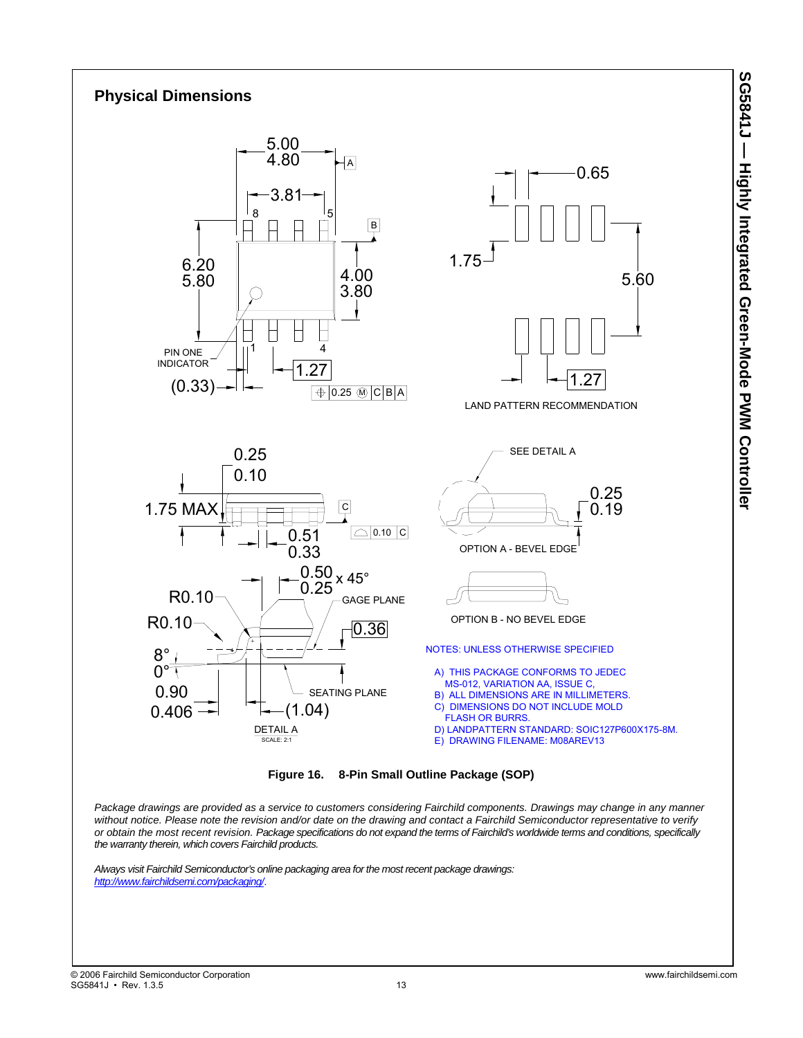## Physical Dimensions

5.00
4.80
A
3.81
8
5
B
6.20
5.80
4.00
3.80
PIN ONE INDICATOR
1
4
1.27
(0.33)
0.25 M C B A

0.65
1.75
5.60
1.27
LAND PATTERN RECOMMENDATION

0.25
0.10
1.75 MAX
C
0.10 C
0.51
0.33

SEE DETAIL A
0.25
0.19
OPTION A - BEVEL EDGE

0.50
0.25
x 45°
R0.10
R0.10
GAGE PLANE
0.36
8°
0°
0.90
0.406
SEATING PLANE
(1.04)
DETAIL A
SCALE: 2:1

OPTION B - NO BEVEL EDGE

NOTES: UNLESS OTHERWISE SPECIFIED

A) THIS PACKAGE CONFORMS TO JEDEC MS-012, VARIATION AA, ISSUE C,
B) ALL DIMENSIONS ARE IN MILLIMETERS.
C) DIMENSIONS DO NOT INCLUDE MOLD FLASH OR BURRS.
D) LANDPATTERN STANDARD: SOIC127P600X175-8M.
E) DRAWING FILENAME: M08AREV13

**Figure 16. 8-Pin Small Outline Package (SOP)**

*Package drawings are provided as a service to customers considering Fairchild components. Drawings may change in any manner without notice. Please note the revision and/or date on the drawing and contact a Fairchild Semiconductor representative to verify or obtain the most recent revision. Package specifications do not expand the terms of Fairchild's worldwide terms and conditions, specifically the warranty therein, which covers Fairchild products.*

*Always visit Fairchild Semiconductor's online packaging area for the most recent package drawings: http://www.fairchildsemi.com/packaging/.*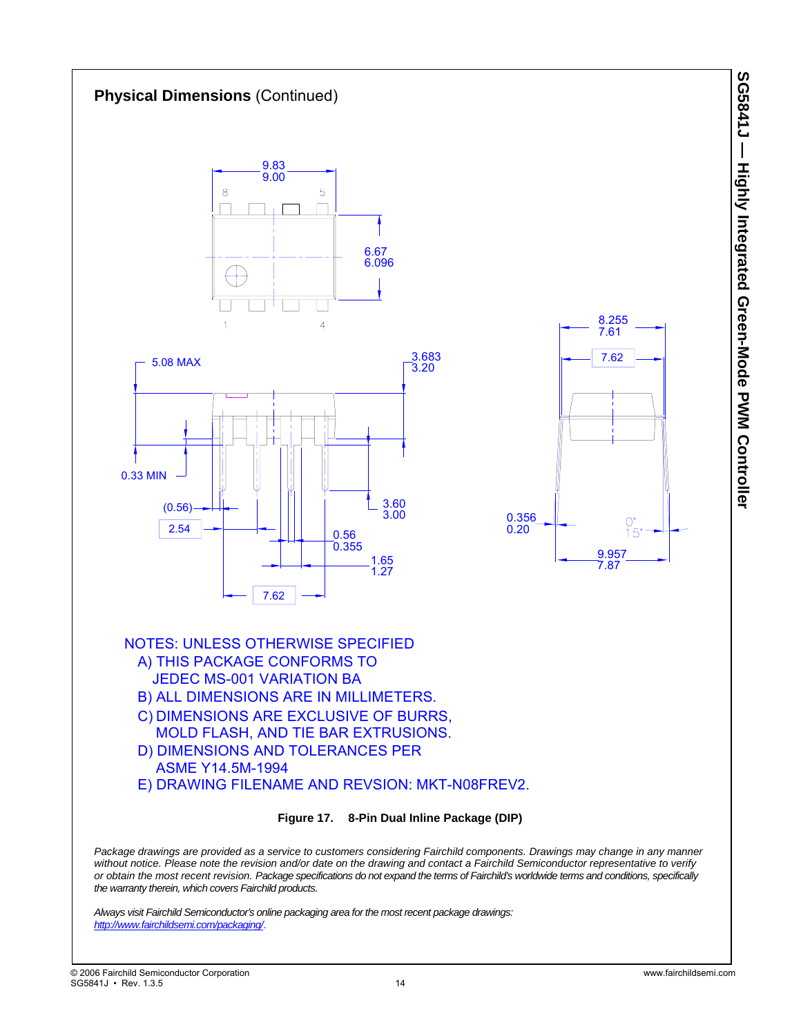## Physical Dimensions (Continued)

9.83
9.00

8
5

6.67
6.096

1
4

8.255
7.61

7.62

5.08 MAX

3.683
3.20

0.33 MIN

(0.56)

2.54

3.60
3.00

0.56
0.355

1.65
1.27

7.62

0.356
0.20

0°
15°

9.957
7.87

NOTES: UNLESS OTHERWISE SPECIFIED

A) THIS PACKAGE CONFORMS TO JEDEC MS-001 VARIATION BA

B) ALL DIMENSIONS ARE IN MILLIMETERS.

C) DIMENSIONS ARE EXCLUSIVE OF BURRS, MOLD FLASH, AND TIE BAR EXTRUSIONS.

D) DIMENSIONS AND TOLERANCES PER ASME Y14.5M-1994

E) DRAWING FILENAME AND REVSION: MKT-N08FREV2.

**Figure 17. 8-Pin Dual Inline Package (DIP)**

*Package drawings are provided as a service to customers considering Fairchild components. Drawings may change in any manner without notice. Please note the revision and/or date on the drawing and contact a Fairchild Semiconductor representative to verify or obtain the most recent revision. Package specifications do not expand the terms of Fairchild's worldwide terms and conditions, specifically the warranty therein, which covers Fairchild products.*

*Always visit Fairchild Semiconductor's online packaging area for the most recent package drawings: [http://www.fairchildsemi.com/packaging/](http://www.fairchildsemi.com/packaging/).*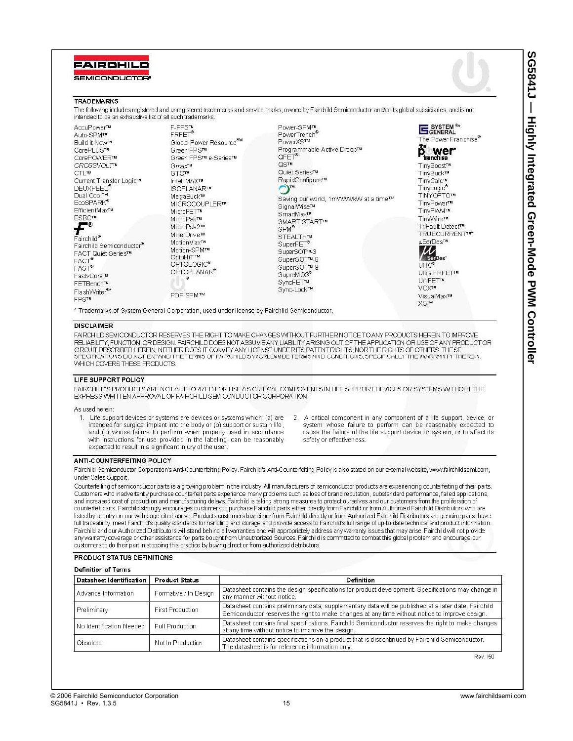## TRADEMARKS

The following includes registered and unregistered trademarks and service marks, owned by Fairchild Semiconductor and/or its global subsidiaries, and is not intended to be an exhaustive list of all such trademarks.

AccuPower™
Auto-SPM™
Build it Now™
CorePLUS™
CorePOWER™
*CROSSVOLT*™
CTL™
Current Transfer Logic™
DEUXPEED®
Dual Cool™
EcoSPARK®
EfficientMax™
ESBC™
®
Fairchild®
Fairchild Semiconductor®
FACT Quiet Series™
FACT®
FAST®
FastvCore™
FETBench™
FlashWriter®*
FPS™
F-PFS™
FRFET®
Global Power Resource℠
Green FPS™
Green FPS™ e-Series™
*Gmax*™
GTO™
IntelliMAX™
ISOPLANAR™
MegaBuck™
MICROCOUPLER™
MicroFET™
MicroPak™
MicroPak2™
MillerDrive™
MotionMax™
Motion-SPM™
OptoHiT™
OPTOLOGIC®
OPTOPLANAR®
®
PDP SPM™
Power-SPM™
PowerTrench®
PowerXS™
Programmable Active Droop™
QFET®
QS™
Quiet Series™
RapidConfigure™
™
Saving our world, 1mW/W/kW at a time™
SignalWise™
SmartMax™
SMART START™
SPM®
STEALTH™
SuperFET®
SuperSOT™-3
SuperSOT™-6
SuperSOT™-8
SupreMOS®
SyncFET™
Sync-Lock™
SYSTEM GENERAL®*
The Power Franchise®
the power franchise
TinyBoost™
TinyBuck™
TinyCalc™
TinyLogic®
TINYOPTO™
TinyPower™
TinyPWM™
TinyWire™
TriFault Detect™
TRUECURRENT™*
μSerDes™
μSerDes
UHC®
Ultra FRFET™
UniFET™
VCX™
VisualMax™
XS™

* Trademarks of System General Corporation, used under license by Fairchild Semiconductor.

## DISCLAIMER

FAIRCHILD SEMICONDUCTOR RESERVES THE RIGHT TO MAKE CHANGES WITHOUT FURTHER NOTICE TO ANY PRODUCTS HEREIN TO IMPROVE RELIABILITY, FUNCTION, OR DESIGN. FAIRCHILD DOES NOT ASSUME ANY LIABILITY ARISING OUT OF THE APPLICATION OR USE OF ANY PRODUCT OR CIRCUIT DESCRIBED HEREIN; NEITHER DOES IT CONVEY ANY LICENSE UNDER ITS PATENT RIGHTS, NOR THE RIGHTS OF OTHERS. THESE SPECIFICATIONS DO NOT EXPAND THE TERMS OF FAIRCHILD'S WORLDWIDE TERMS AND CONDITIONS, SPECIFICALLY THE WARRANTY THEREIN, WHICH COVERS THESE PRODUCTS.

## LIFE SUPPORT POLICY

FAIRCHILD'S PRODUCTS ARE NOT AUTHORIZED FOR USE AS CRITICAL COMPONENTS IN LIFE SUPPORT DEVICES OR SYSTEMS WITHOUT THE EXPRESS WRITTEN APPROVAL OF FAIRCHILD SEMICONDUCTOR CORPORATION.

As used herein:

1. Life support devices or systems are devices or systems which, (a) are intended for surgical implant into the body or (b) support or sustain life, and (c) whose failure to perform when properly used in accordance with instructions for use provided in the labeling, can be reasonably expected to result in a significant injury of the user.
2. A critical component in any component of a life support, device, or system whose failure to perform can be reasonably expected to cause the failure of the life support device or system, or to affect its safety or effectiveness.

## ANTI-COUNTERFEITING POLICY

Fairchild Semiconductor Corporation's Anti-Counterfeiting Policy. Fairchild's Anti-Counterfeiting Policy is also stated on our external website, www.fairchildsemi.com, under Sales Support.

Counterfeiting of semiconductor parts is a growing problem in the industry. All manufacturers of semiconductor products are experiencing counterfeiting of their parts. Customers who inadvertently purchase counterfeit parts experience many problems such as loss of brand reputation, substandard performance, failed applications, and increased cost of production and manufacturing delays. Fairchild is taking strong measures to protect ourselves and our customers from the proliferation of counterfeit parts. Fairchild strongly encourages customers to purchase Fairchild parts either directly from Fairchild or from Authorized Fairchild Distributors who are listed by country on our web page cited above. Products customers buy either from Fairchild directly or from Authorized Fairchild Distributors are genuine parts, have full traceability, meet Fairchild's quality standards for handling and storage and provide access to Fairchild's full range of up-to-date technical and product information. Fairchild and our Authorized Distributors will stand behind all warranties and will appropriately address any warranty issues that may arise. Fairchild will not provide any warranty coverage or other assistance for parts bought from Unauthorized Sources. Fairchild is committed to combat this global problem and encourage our customers to do their part in stopping this practice by buying direct or from authorized distributors.

## PRODUCT STATUS DEFINITIONS

### Definition of Terms

| Datasheet Identification | Product Status | Definition |
|---|---|---|
| Advance Information | Formative / In Design | Datasheet contains the design specifications for product development. Specifications may change in any manner without notice. |
| Preliminary | First Production | Datasheet contains preliminary data; supplementary data will be published at a later date. Fairchild Semiconductor reserves the right to make changes at any time without notice to improve design. |
| No Identification Needed | Full Production | Datasheet contains final specifications. Fairchild Semiconductor reserves the right to make changes at any time without notice to improve the design. |
| Obsolete | Not In Production | Datasheet contains specifications on a product that is discontinued by Fairchild Semiconductor. The datasheet is for reference information only. |

Rev. I50